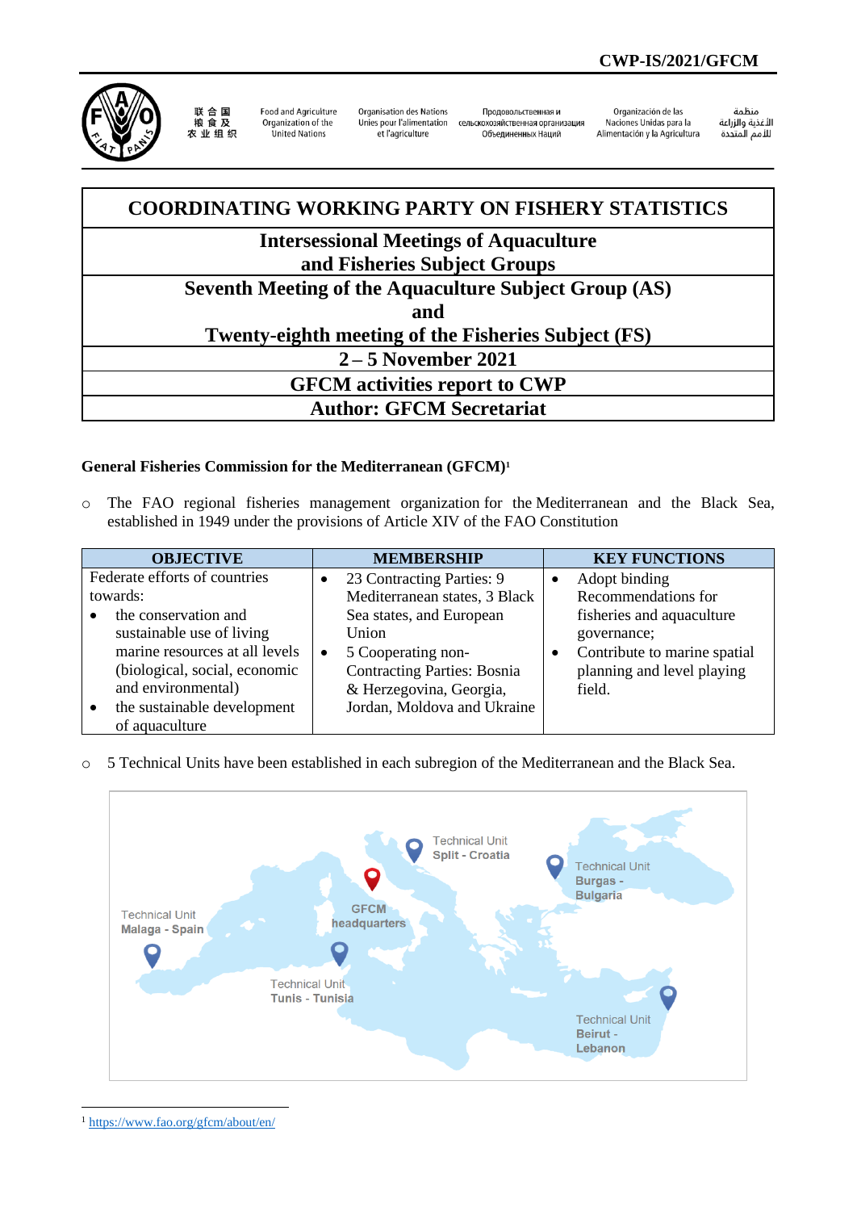CWP-IS/2021/GFCM

| COORDINATING WORKING PARTY ON FISHERY STATISTICS |
|---|
| Intersessional Meetings of Aquaculture and Fisheries Subject Groups |
| Seventh Meeting of the Aquaculture Subject Group (AS) and Twenty-eighth meeting of the Fisheries Subject (FS) |
| 2 – 5 November 2021 |
| GFCM activities report to CWP |
| Author: GFCM Secretariat |

**General Fisheries Commission for the Mediterranean (GFCM)**[1]

- The FAO regional fisheries management organization for the Mediterranean and the Black Sea, established in 1949 under the provisions of Article XIV of the FAO Constitution

| OBJECTIVE | MEMBERSHIP | KEY FUNCTIONS |
|---|---|---|
| Federate efforts of countries towards: <br>• the conservation and sustainable use of living marine resources at all levels (biological, social, economic and environmental) <br>• the sustainable development of aquaculture | • 23 Contracting Parties: 9 Mediterranean states, 3 Black Sea states, and European Union <br>• 5 Cooperating non-Contracting Parties: Bosnia & Herzegovina, Georgia, Jordan, Moldova and Ukraine | • Adopt binding Recommendations for fisheries and aquaculture governance; <br>• Contribute to marine spatial planning and level playing field. |

- 5 Technical Units have been established in each subregion of the Mediterranean and the Black Sea.

Technical Unit Split - Croatia

Technical Unit Burgas - Bulgaria

GFCM headquarters

Technical Unit Malaga - Spain

Technical Unit Tunis - Tunisia

Technical Unit Beirut - Lebanon

[1] https://www.fao.org/gfcm/about/en/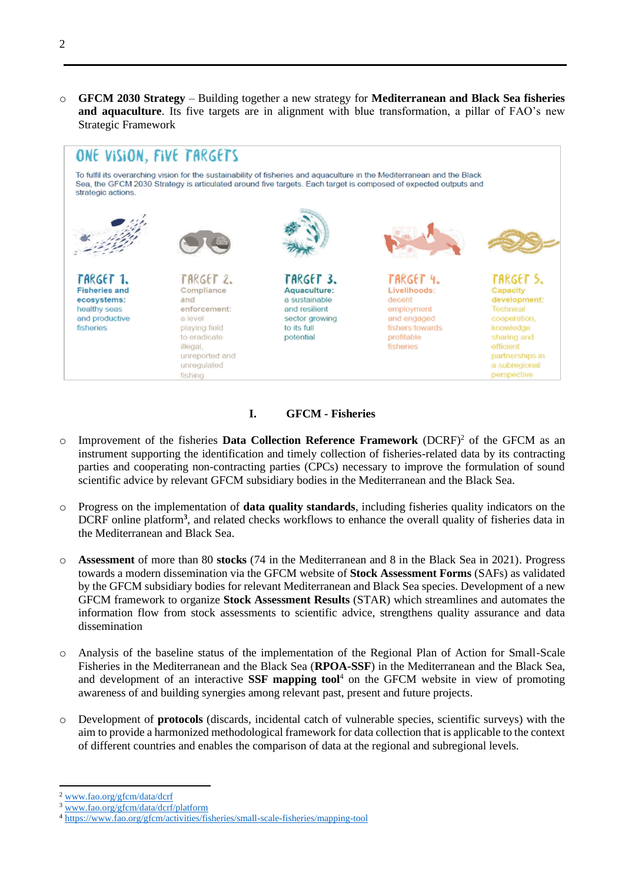- **GFCM 2030 Strategy** – Building together a new strategy for **Mediterranean and Black Sea fisheries and aquaculture**. Its five targets are in alignment with blue transformation, a pillar of FAO's new Strategic Framework

**ONE VISION, FIVE TARGETS**

To fulfil its overarching vision for the sustainability of fisheries and aquaculture in the Mediterranean and the Black Sea, the GFCM 2030 Strategy is articulated around five targets. Each target is composed of expected outputs and strategic actions.

**TARGET 1.** Fisheries and ecosystems: healthy seas and productive fisheries

**TARGET 2.** Compliance and enforcement: a level playing field to eradicate illegal, unreported and unregulated fishing

**TARGET 3.** Aquaculture: a sustainable and resilient sector growing to its full potential

**TARGET 4.** Livelihoods: decent employment and engaged fishers towards profitable fisheries

**TARGET 5.** Capacity development: Technical cooperation, knowledge sharing and efficient partnerships in a subregional perspective

## I. GFCM - Fisheries

- Improvement of the fisheries **Data Collection Reference Framework** (DCRF)[2] of the GFCM as an instrument supporting the identification and timely collection of fisheries-related data by its contracting parties and cooperating non-contracting parties (CPCs) necessary to improve the formulation of sound scientific advice by relevant GFCM subsidiary bodies in the Mediterranean and the Black Sea.

- Progress on the implementation of **data quality standards**, including fisheries quality indicators on the DCRF online platform[3], and related checks workflows to enhance the overall quality of fisheries data in the Mediterranean and Black Sea.

- **Assessment** of more than 80 **stocks** (74 in the Mediterranean and 8 in the Black Sea in 2021). Progress towards a modern dissemination via the GFCM website of **Stock Assessment Forms** (SAFs) as validated by the GFCM subsidiary bodies for relevant Mediterranean and Black Sea species. Development of a new GFCM framework to organize **Stock Assessment Results** (STAR) which streamlines and automates the information flow from stock assessments to scientific advice, strengthens quality assurance and data dissemination

- Analysis of the baseline status of the implementation of the Regional Plan of Action for Small-Scale Fisheries in the Mediterranean and the Black Sea (**RPOA-SSF**) in the Mediterranean and the Black Sea, and development of an interactive **SSF mapping tool**[4] on the GFCM website in view of promoting awareness of and building synergies among relevant past, present and future projects.

- Development of **protocols** (discards, incidental catch of vulnerable species, scientific surveys) with the aim to provide a harmonized methodological framework for data collection that is applicable to the context of different countries and enables the comparison of data at the regional and subregional levels.

---

[2] www.fao.org/gfcm/data/dcrf

[3] www.fao.org/gfcm/data/dcrf/platform

[4] https://www.fao.org/gfcm/activities/fisheries/small-scale-fisheries/mapping-tool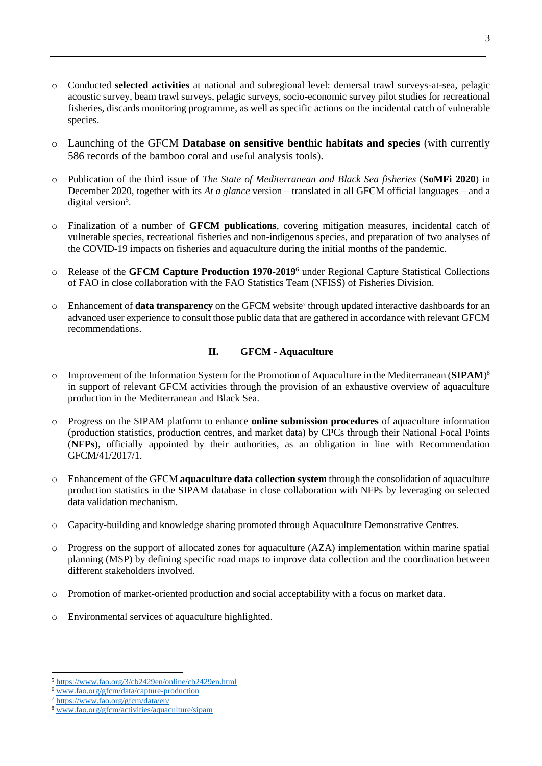- Conducted **selected activities** at national and subregional level: demersal trawl surveys-at-sea, pelagic acoustic survey, beam trawl surveys, pelagic surveys, socio-economic survey pilot studies for recreational fisheries, discards monitoring programme, as well as specific actions on the incidental catch of vulnerable species.

- Launching of the GFCM **Database on sensitive benthic habitats and species** (with currently 586 records of the bamboo coral and useful analysis tools).

- Publication of the third issue of *The State of Mediterranean and Black Sea fisheries* (**SoMFi 2020**) in December 2020, together with its *At a glance* version – translated in all GFCM official languages – and a digital version[5].

- Finalization of a number of **GFCM publications**, covering mitigation measures, incidental catch of vulnerable species, recreational fisheries and non-indigenous species, and preparation of two analyses of the COVID-19 impacts on fisheries and aquaculture during the initial months of the pandemic.

- Release of the **GFCM Capture Production 1970-2019**[6] under Regional Capture Statistical Collections of FAO in close collaboration with the FAO Statistics Team (NFISS) of Fisheries Division.

- Enhancement of **data transparency** on the GFCM website[7] through updated interactive dashboards for an advanced user experience to consult those public data that are gathered in accordance with relevant GFCM recommendations.

## II. GFCM - Aquaculture

- Improvement of the Information System for the Promotion of Aquaculture in the Mediterranean (**SIPAM**)[8] in support of relevant GFCM activities through the provision of an exhaustive overview of aquaculture production in the Mediterranean and Black Sea.

- Progress on the SIPAM platform to enhance **online submission procedures** of aquaculture information (production statistics, production centres, and market data) by CPCs through their National Focal Points (**NFPs**), officially appointed by their authorities, as an obligation in line with Recommendation GFCM/41/2017/1.

- Enhancement of the GFCM **aquaculture data collection system** through the consolidation of aquaculture production statistics in the SIPAM database in close collaboration with NFPs by leveraging on selected data validation mechanism.

- Capacity-building and knowledge sharing promoted through Aquaculture Demonstrative Centres.

- Progress on the support of allocated zones for aquaculture (AZA) implementation within marine spatial planning (MSP) by defining specific road maps to improve data collection and the coordination between different stakeholders involved.

- Promotion of market-oriented production and social acceptability with a focus on market data.

- Environmental services of aquaculture highlighted.

---

[5] https://www.fao.org/3/cb2429en/online/cb2429en.html

[6] www.fao.org/gfcm/data/capture-production

[7] https://www.fao.org/gfcm/data/en/

[8] www.fao.org/gfcm/activities/aquaculture/sipam